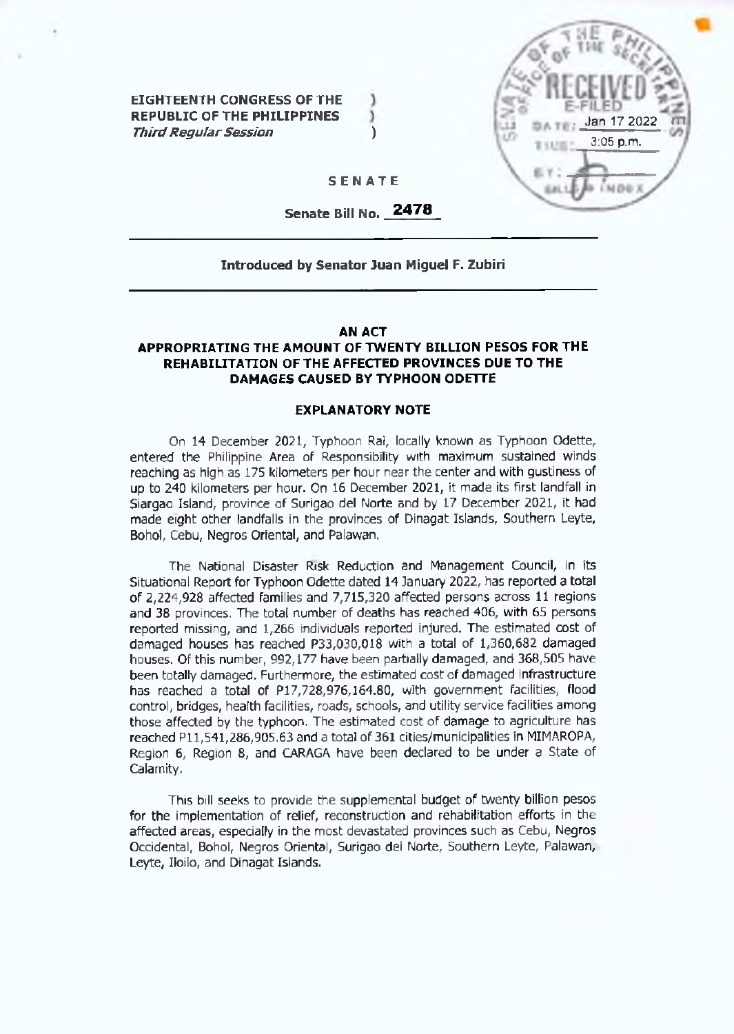**EIGHTEENTH CONGRESS OF THE REPUBLIC OF THE PHILIPPINES**
***Third Regular Session***

RECEIVED
E-FILED
DATE: Jan 17 2022
TIME: 3:05 p.m.
BY:
BILLS & INDEX

**SENATE**

**Senate Bill No. 2478**

---

**Introduced by Senator Juan Miguel F. Zubiri**

---

**AN ACT**
**APPROPRIATING THE AMOUNT OF TWENTY BILLION PESOS FOR THE REHABILITATION OF THE AFFECTED PROVINCES DUE TO THE DAMAGES CAUSED BY TYPHOON ODETTE**

**EXPLANATORY NOTE**

On 14 December 2021, Typhoon Rai, locally known as Typhoon Odette, entered the Philippine Area of Responsibility with maximum sustained winds reaching as high as 175 kilometers per hour near the center and with gustiness of up to 240 kilometers per hour. On 16 December 2021, it made its first landfall in Siargao Island, province of Surigao del Norte and by 17 December 2021, it had made eight other landfalls in the provinces of Dinagat Islands, Southern Leyte, Bohol, Cebu, Negros Oriental, and Palawan.

The National Disaster Risk Reduction and Management Council, in its Situational Report for Typhoon Odette dated 14 January 2022, has reported a total of 2,224,928 affected families and 7,715,320 affected persons across 11 regions and 38 provinces. The total number of deaths has reached 406, with 65 persons reported missing, and 1,266 individuals reported injured. The estimated cost of damaged houses has reached P33,030,018 with a total of 1,360,682 damaged houses. Of this number, 992,177 have been partially damaged, and 368,505 have been totally damaged. Furthermore, the estimated cost of damaged infrastructure has reached a total of P17,728,976,164.80, with government facilities, flood control, bridges, health facilities, roads, schools, and utility service facilities among those affected by the typhoon. The estimated cost of damage to agriculture has reached P11,541,286,905.63 and a total of 361 cities/municipalities in MIMAROPA, Region 6, Region 8, and CARAGA have been declared to be under a State of Calamity.

This bill seeks to provide the supplemental budget of twenty billion pesos for the implementation of relief, reconstruction and rehabilitation efforts in the affected areas, especially in the most devastated provinces such as Cebu, Negros Occidental, Bohol, Negros Oriental, Surigao del Norte, Southern Leyte, Palawan, Leyte, Iloilo, and Dinagat Islands.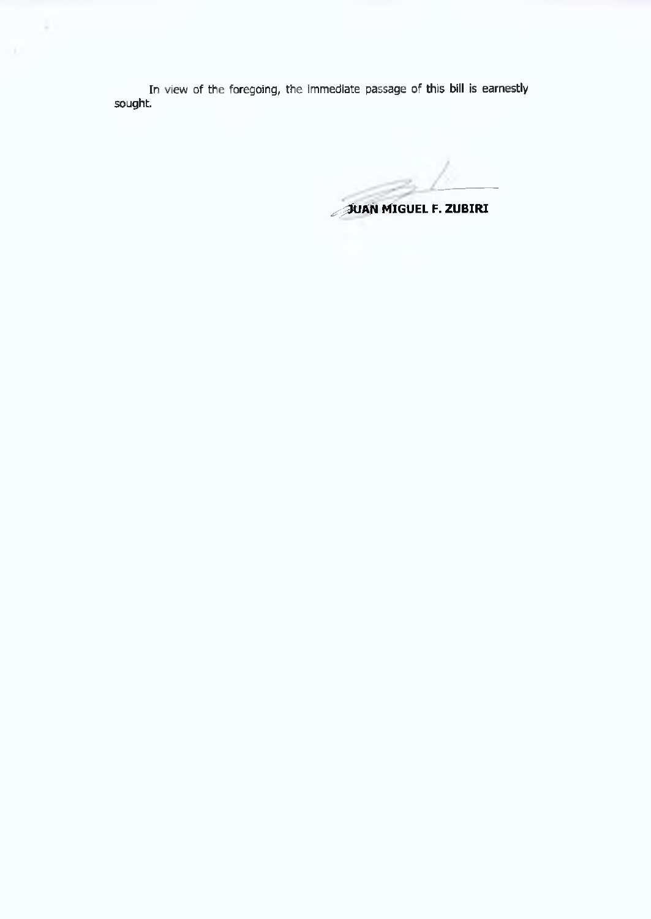In view of the foregoing, the immediate passage of this bill is earnestly sought.

**JUAN MIGUEL F. ZUBIRI**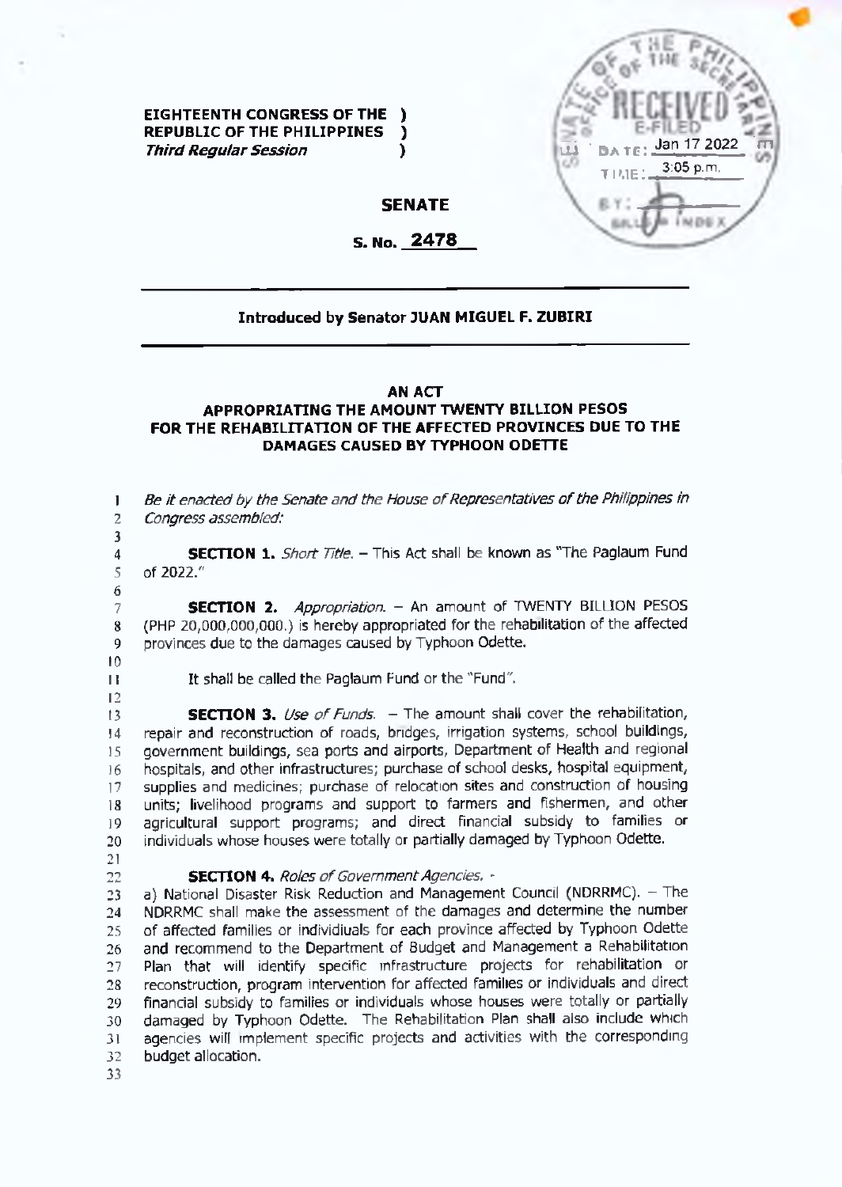**EIGHTEENTH CONGRESS OF THE )**
**REPUBLIC OF THE PHILIPPINES )**
***Third Regular Session* )**

RECEIVED
E-FILED
DATE: Jan 17 2022
TIME: 3:05 p.m.

**SENATE**

**S. No. 2478**

---

**Introduced by Senator JUAN MIGUEL F. ZUBIRI**

---

**AN ACT**
**APPROPRIATING THE AMOUNT TWENTY BILLION PESOS FOR THE REHABILITATION OF THE AFFECTED PROVINCES DUE TO THE DAMAGES CAUSED BY TYPHOON ODETTE**

*Be it enacted by the Senate and the House of Representatives of the Philippines in Congress assembled:*

**SECTION 1.** *Short Title.* – This Act shall be known as "The Paglaum Fund of 2022."

**SECTION 2.** *Appropriation.* – An amount of TWENTY BILLION PESOS (PHP 20,000,000,000.) is hereby appropriated for the rehabilitation of the affected provinces due to the damages caused by Typhoon Odette.

It shall be called the Paglaum Fund or the "Fund".

**SECTION 3.** *Use of Funds.* – The amount shall cover the rehabilitation, repair and reconstruction of roads, bridges, irrigation systems, school buildings, government buildings, sea ports and airports, Department of Health and regional hospitals, and other infrastructures; purchase of school desks, hospital equipment, supplies and medicines; purchase of relocation sites and construction of housing units; livelihood programs and support to farmers and fishermen, and other agricultural support programs; and direct financial subsidy to families or individuals whose houses were totally or partially damaged by Typhoon Odette.

**SECTION 4.** *Roles of Government Agencies.* -

a) National Disaster Risk Reduction and Management Council (NDRRMC). – The NDRRMC shall make the assessment of the damages and determine the number of affected families or individiuals for each province affected by Typhoon Odette and recommend to the Department of Budget and Management a Rehabilitation Plan that will identify specific infrastructure projects for rehabilitation or reconstruction, program intervention for affected families or individuals and direct financial subsidy to families or individuals whose houses were totally or partially damaged by Typhoon Odette. The Rehabilitation Plan shall also include which agencies will implement specific projects and activities with the corresponding budget allocation.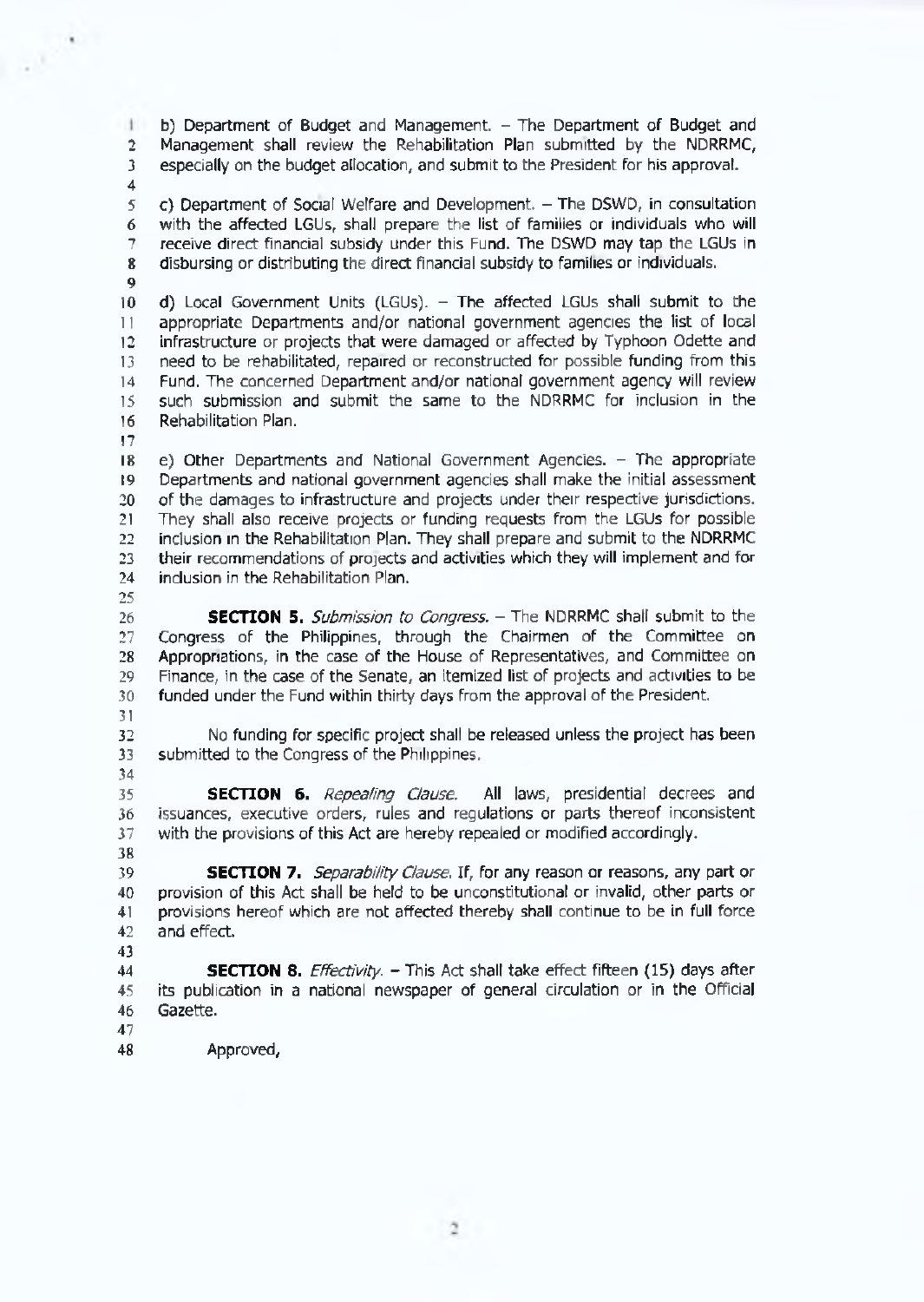b) Department of Budget and Management. – The Department of Budget and Management shall review the Rehabilitation Plan submitted by the NDRRMC, especially on the budget allocation, and submit to the President for his approval.

c) Department of Social Welfare and Development. – The DSWD, in consultation with the affected LGUs, shall prepare the list of families or individuals who will receive direct financial subsidy under this Fund. The DSWD may tap the LGUs in disbursing or distributing the direct financial subsidy to families or individuals.

d) Local Government Units (LGUs). – The affected LGUs shall submit to the appropriate Departments and/or national government agencies the list of local infrastructure or projects that were damaged or affected by Typhoon Odette and need to be rehabilitated, repaired or reconstructed for possible funding from this Fund. The concerned Department and/or national government agency will review such submission and submit the same to the NDRRMC for inclusion in the Rehabilitation Plan.

e) Other Departments and National Government Agencies. – The appropriate Departments and national government agencies shall make the initial assessment of the damages to infrastructure and projects under their respective jurisdictions. They shall also receive projects or funding requests from the LGUs for possible inclusion in the Rehabilitation Plan. They shall prepare and submit to the NDRRMC their recommendations of projects and activities which they will implement and for inclusion in the Rehabilitation Plan.

**SECTION 5.** *Submission to Congress.* – The NDRRMC shall submit to the Congress of the Philippines, through the Chairmen of the Committee on Appropriations, in the case of the House of Representatives, and Committee on Finance, in the case of the Senate, an itemized list of projects and activities to be funded under the Fund within thirty days from the approval of the President.

No funding for specific project shall be released unless the project has been submitted to the Congress of the Philippines.

**SECTION 6.** *Repealing Clause.* All laws, presidential decrees and issuances, executive orders, rules and regulations or parts thereof inconsistent with the provisions of this Act are hereby repealed or modified accordingly.

**SECTION 7.** *Separability Clause.* If, for any reason or reasons, any part or provision of this Act shall be held to be unconstitutional or invalid, other parts or provisions hereof which are not affected thereby shall continue to be in full force and effect.

**SECTION 8.** *Effectivity.* – This Act shall take effect fifteen (15) days after its publication in a national newspaper of general circulation or in the Official Gazette.

Approved,